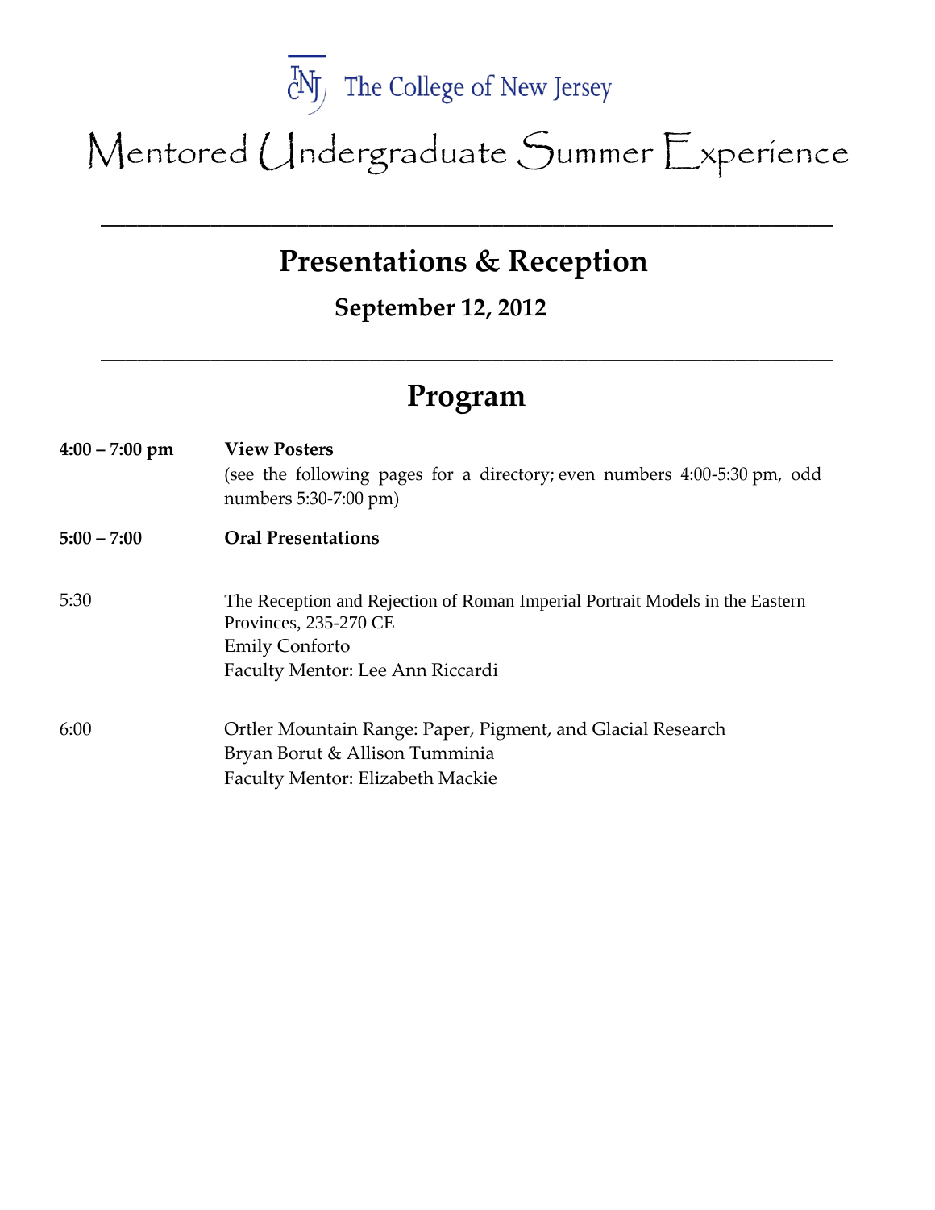The College of New Jersey

# Mentored Undergraduate Summer Experience

---

## Presentations & Reception

### September 12, 2012

---

## Program

**4:00 – 7:00 pm** **View Posters**
(see the following pages for a directory; even numbers 4:00-5:30 pm, odd numbers 5:30-7:00 pm)

**5:00 – 7:00** **Oral Presentations**

5:30 The Reception and Rejection of Roman Imperial Portrait Models in the Eastern Provinces, 235-270 CE
Emily Conforto
Faculty Mentor: Lee Ann Riccardi

6:00 Ortler Mountain Range: Paper, Pigment, and Glacial Research
Bryan Borut & Allison Tumminia
Faculty Mentor: Elizabeth Mackie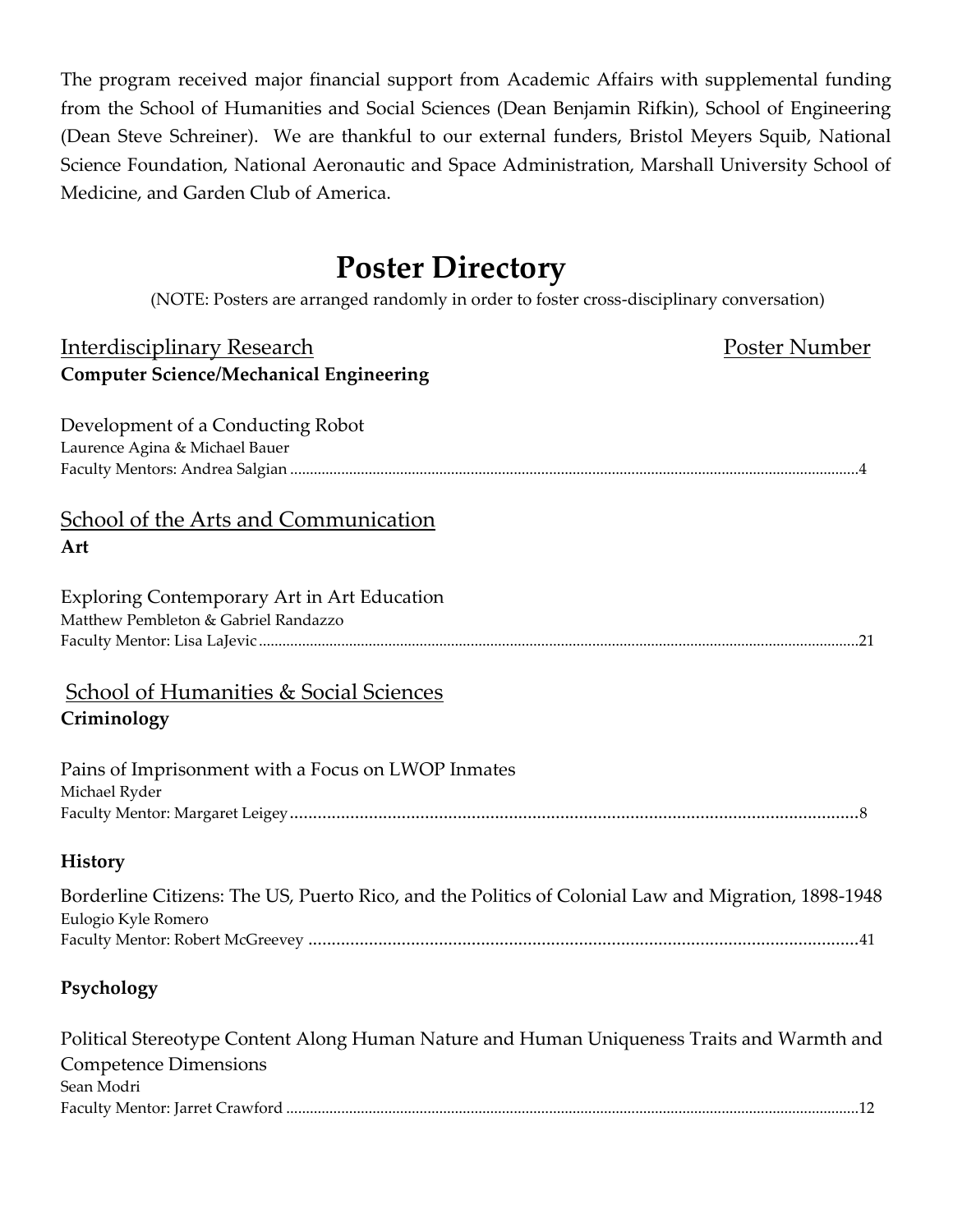The program received major financial support from Academic Affairs with supplemental funding from the School of Humanities and Social Sciences (Dean Benjamin Rifkin), School of Engineering (Dean Steve Schreiner). We are thankful to our external funders, Bristol Meyers Squib, National Science Foundation, National Aeronautic and Space Administration, Marshall University School of Medicine, and Garden Club of America.

# Poster Directory

(NOTE: Posters are arranged randomly in order to foster cross-disciplinary conversation)

## Interdisciplinary Research — Poster Number

**Computer Science/Mechanical Engineering**

Development of a Conducting Robot
Laurence Agina & Michael Bauer
Faculty Mentors: Andrea Salgian .......... 4

## School of the Arts and Communication

**Art**

Exploring Contemporary Art in Art Education
Matthew Pembleton & Gabriel Randazzo
Faculty Mentor: Lisa LaJevic .......... 21

## School of Humanities & Social Sciences

**Criminology**

Pains of Imprisonment with a Focus on LWOP Inmates
Michael Ryder
Faculty Mentor: Margaret Leigey .......... 8

**History**

Borderline Citizens: The US, Puerto Rico, and the Politics of Colonial Law and Migration, 1898-1948
Eulogio Kyle Romero
Faculty Mentor: Robert McGreevey .......... 41

**Psychology**

Political Stereotype Content Along Human Nature and Human Uniqueness Traits and Warmth and Competence Dimensions
Sean Modri
Faculty Mentor: Jarret Crawford .......... 12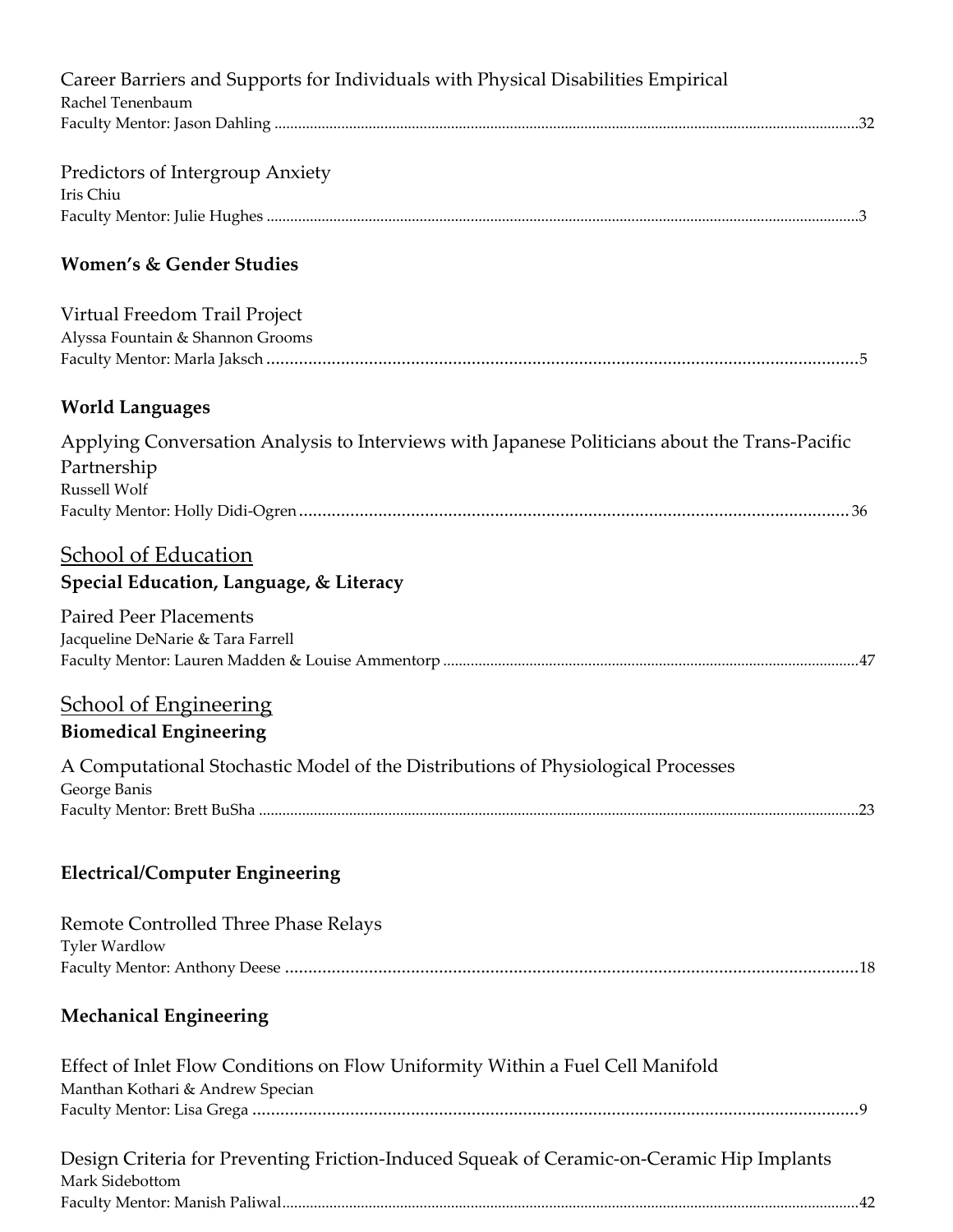Career Barriers and Supports for Individuals with Physical Disabilities Empirical
Rachel Tenenbaum
Faculty Mentor: Jason Dahling ....................................................................................................................................32

Predictors of Intergroup Anxiety
Iris Chiu
Faculty Mentor: Julie Hughes ........................................................................................................................................3

### Women's & Gender Studies

Virtual Freedom Trail Project
Alyssa Fountain & Shannon Grooms
Faculty Mentor: Marla Jaksch ........................................................................................................................................5

### World Languages

Applying Conversation Analysis to Interviews with Japanese Politicians about the Trans-Pacific Partnership
Russell Wolf
Faculty Mentor: Holly Didi-Ogren .................................................................................................................................36

## School of Education

### Special Education, Language, & Literacy

Paired Peer Placements
Jacqueline DeNarie & Tara Farrell
Faculty Mentor: Lauren Madden & Louise Ammentorp ...............................................................................................47

## School of Engineering

### Biomedical Engineering

A Computational Stochastic Model of the Distributions of Physiological Processes
George Banis
Faculty Mentor: Brett BuSha .........................................................................................................................................23

### Electrical/Computer Engineering

Remote Controlled Three Phase Relays
Tyler Wardlow
Faculty Mentor: Anthony Deese ....................................................................................................................................18

### Mechanical Engineering

Effect of Inlet Flow Conditions on Flow Uniformity Within a Fuel Cell Manifold
Manthan Kothari & Andrew Specian
Faculty Mentor: Lisa Grega ............................................................................................................................................9

Design Criteria for Preventing Friction-Induced Squeak of Ceramic-on-Ceramic Hip Implants
Mark Sidebottom
Faculty Mentor: Manish Paliwal.....................................................................................................................................42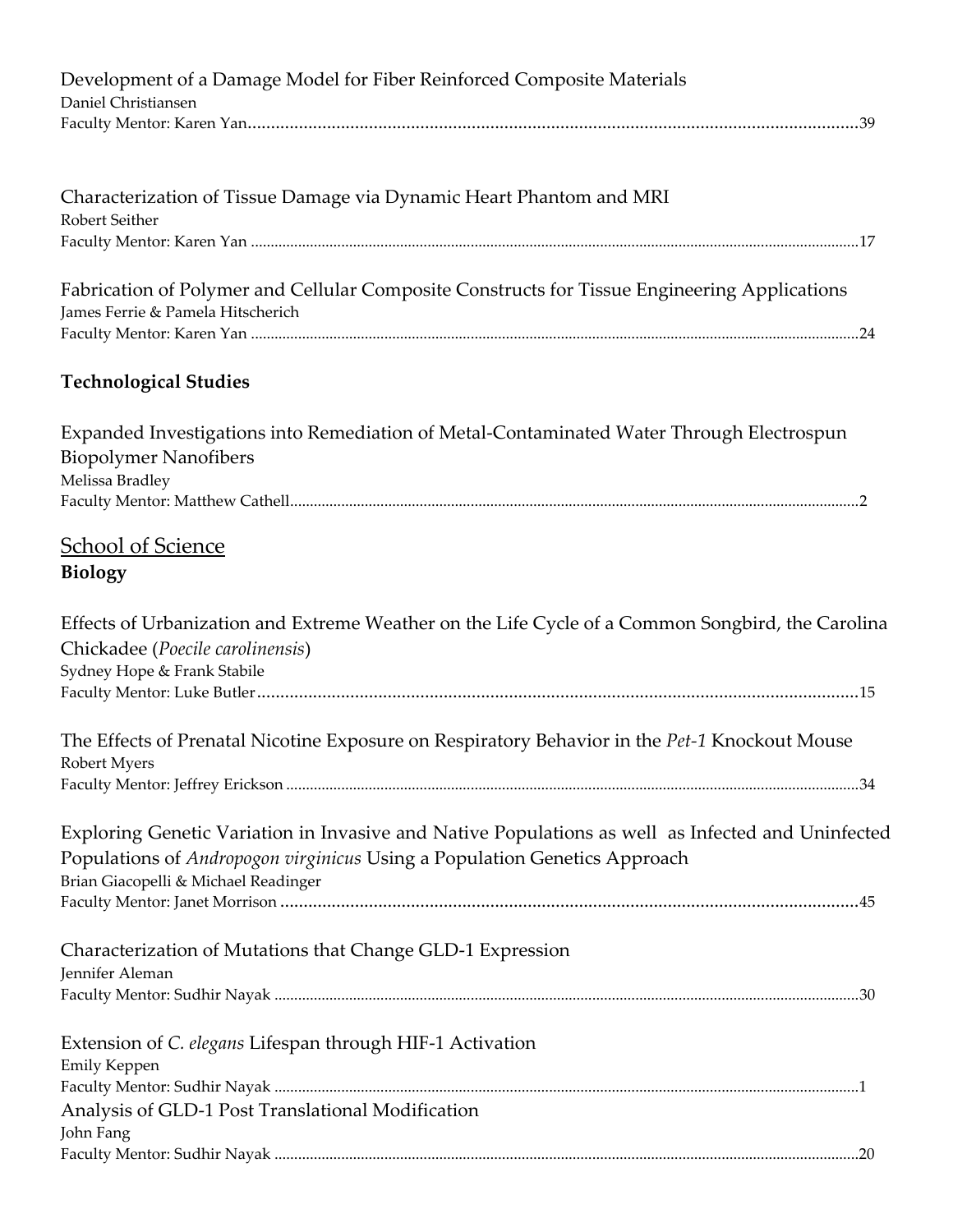Development of a Damage Model for Fiber Reinforced Composite Materials
Daniel Christiansen
Faculty Mentor: Karen Yan....................................................................................................................................39

Characterization of Tissue Damage via Dynamic Heart Phantom and MRI
Robert Seither
Faculty Mentor: Karen Yan ....................................................................................................................................17

Fabrication of Polymer and Cellular Composite Constructs for Tissue Engineering Applications
James Ferrie & Pamela Hitscherich
Faculty Mentor: Karen Yan ....................................................................................................................................24

**Technological Studies**

Expanded Investigations into Remediation of Metal-Contaminated Water Through Electrospun Biopolymer Nanofibers
Melissa Bradley
Faculty Mentor: Matthew Cathell.............................................................................................................................2

## School of Science

**Biology**

Effects of Urbanization and Extreme Weather on the Life Cycle of a Common Songbird, the Carolina Chickadee (*Poecile carolinensis*)
Sydney Hope & Frank Stabile
Faculty Mentor: Luke Butler..................................................................................................................................15

The Effects of Prenatal Nicotine Exposure on Respiratory Behavior in the *Pet-1* Knockout Mouse
Robert Myers
Faculty Mentor: Jeffrey Erickson .............................................................................................................................34

Exploring Genetic Variation in Invasive and Native Populations as well as Infected and Uninfected Populations of *Andropogon virginicus* Using a Population Genetics Approach
Brian Giacopelli & Michael Readinger
Faculty Mentor: Janet Morrison ..............................................................................................................................45

Characterization of Mutations that Change GLD-1 Expression
Jennifer Aleman
Faculty Mentor: Sudhir Nayak ................................................................................................................................30

Extension of *C. elegans* Lifespan through HIF-1 Activation
Emily Keppen
Faculty Mentor: Sudhir Nayak ..................................................................................................................................1

Analysis of GLD-1 Post Translational Modification
John Fang
Faculty Mentor: Sudhir Nayak ................................................................................................................................20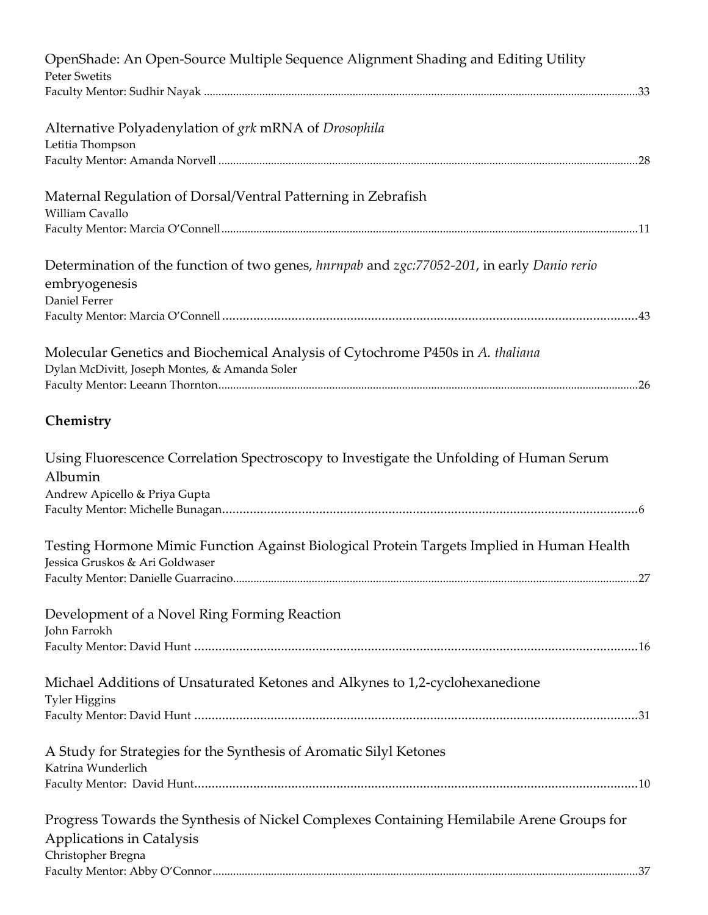OpenShade: An Open-Source Multiple Sequence Alignment Shading and Editing Utility
Peter Swetits
Faculty Mentor: Sudhir Nayak ....................................................................................................33

Alternative Polyadenylation of *grk* mRNA of *Drosophila*
Letitia Thompson
Faculty Mentor: Amanda Norvell ....................................................................................................28

Maternal Regulation of Dorsal/Ventral Patterning in Zebrafish
William Cavallo
Faculty Mentor: Marcia O'Connell....................................................................................................11

Determination of the function of two genes, *hnrnpab* and *zgc:77052-201*, in early *Danio rerio* embryogenesis
Daniel Ferrer
Faculty Mentor: Marcia O'Connell....................................................................................................43

Molecular Genetics and Biochemical Analysis of Cytochrome P450s in *A. thaliana*
Dylan McDivitt, Joseph Montes, & Amanda Soler
Faculty Mentor: Leeann Thornton....................................................................................................26

## Chemistry

Using Fluorescence Correlation Spectroscopy to Investigate the Unfolding of Human Serum Albumin
Andrew Apicello & Priya Gupta
Faculty Mentor: Michelle Bunagan....................................................................................................6

Testing Hormone Mimic Function Against Biological Protein Targets Implied in Human Health
Jessica Gruskos & Ari Goldwaser
Faculty Mentor: Danielle Guarracino....................................................................................................27

Development of a Novel Ring Forming Reaction
John Farrokh
Faculty Mentor: David Hunt ....................................................................................................16

Michael Additions of Unsaturated Ketones and Alkynes to 1,2-cyclohexanedione
Tyler Higgins
Faculty Mentor: David Hunt ....................................................................................................31

A Study for Strategies for the Synthesis of Aromatic Silyl Ketones
Katrina Wunderlich
Faculty Mentor: David Hunt....................................................................................................10

Progress Towards the Synthesis of Nickel Complexes Containing Hemilabile Arene Groups for Applications in Catalysis
Christopher Bregna
Faculty Mentor: Abby O'Connor....................................................................................................37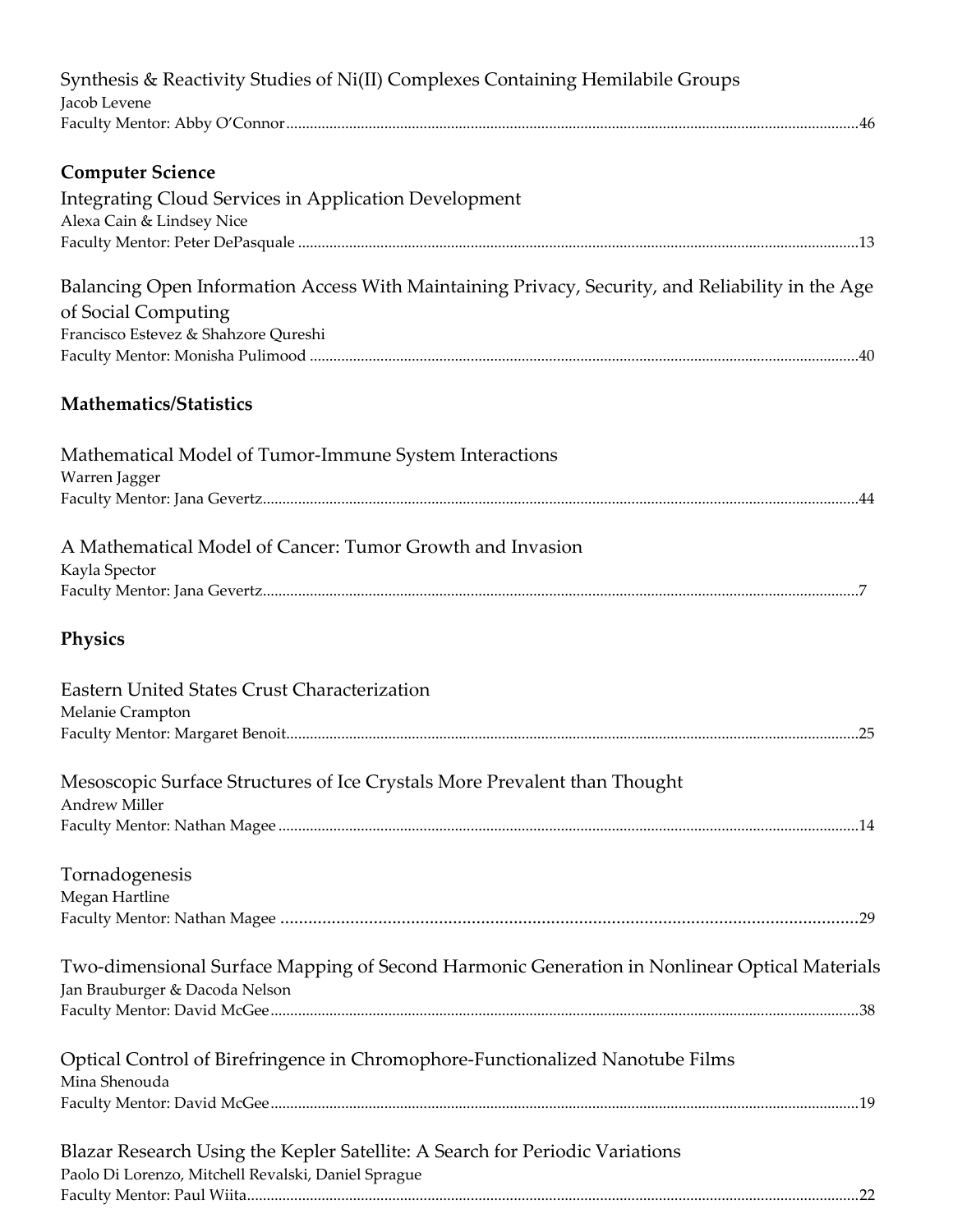Synthesis & Reactivity Studies of Ni(II) Complexes Containing Hemilabile Groups
Jacob Levene
Faculty Mentor: Abby O'Connor ........................................................................................................................................46

## Computer Science

Integrating Cloud Services in Application Development
Alexa Cain & Lindsey Nice
Faculty Mentor: Peter DePasquale ....................................................................................................................................13

Balancing Open Information Access With Maintaining Privacy, Security, and Reliability in the Age of Social Computing
Francisco Estevez & Shahzore Qureshi
Faculty Mentor: Monisha Pulimood ..................................................................................................................................40

## Mathematics/Statistics

Mathematical Model of Tumor-Immune System Interactions
Warren Jagger
Faculty Mentor: Jana Gevertz.............................................................................................................................................44

A Mathematical Model of Cancer: Tumor Growth and Invasion
Kayla Spector
Faculty Mentor: Jana Gevertz...............................................................................................................................................7

## Physics

Eastern United States Crust Characterization
Melanie Crampton
Faculty Mentor: Margaret Benoit........................................................................................................................................25

Mesoscopic Surface Structures of Ice Crystals More Prevalent than Thought
Andrew Miller
Faculty Mentor: Nathan Magee ..........................................................................................................................................14

Tornadogenesis
Megan Hartline
Faculty Mentor: Nathan Magee ..........................................................................................................................................29

Two-dimensional Surface Mapping of Second Harmonic Generation in Nonlinear Optical Materials
Jan Brauburger & Dacoda Nelson
Faculty Mentor: David McGee............................................................................................................................................38

Optical Control of Birefringence in Chromophore-Functionalized Nanotube Films
Mina Shenouda
Faculty Mentor: David McGee............................................................................................................................................19

Blazar Research Using the Kepler Satellite: A Search for Periodic Variations
Paolo Di Lorenzo, Mitchell Revalski, Daniel Sprague
Faculty Mentor: Paul Wiita..................................................................................................................................................22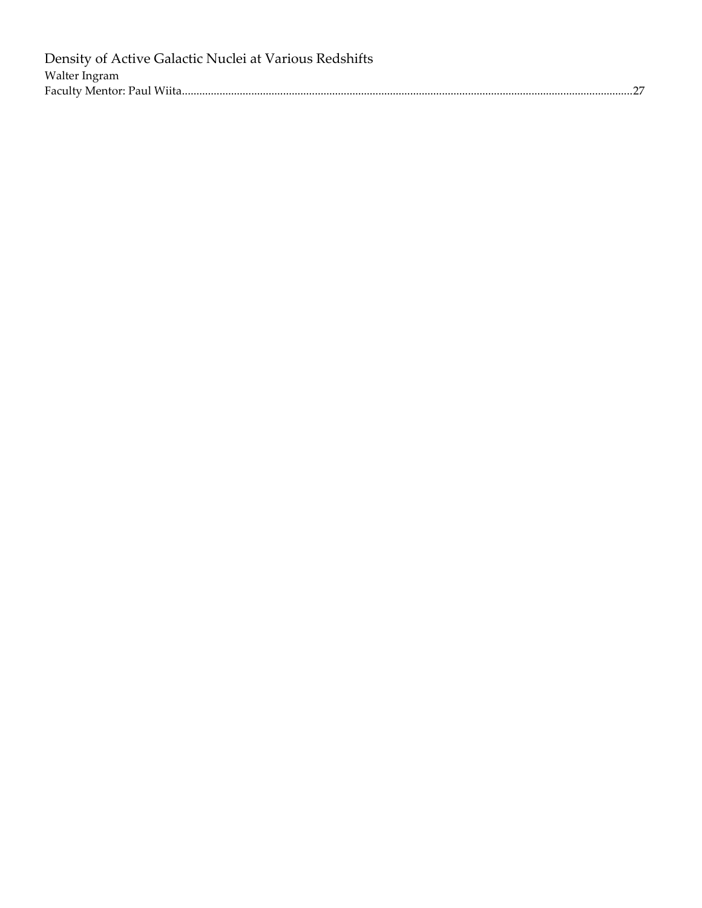Density of Active Galactic Nuclei at Various Redshifts
Walter Ingram
Faculty Mentor: Paul Wiita........................................................................................................................................................27